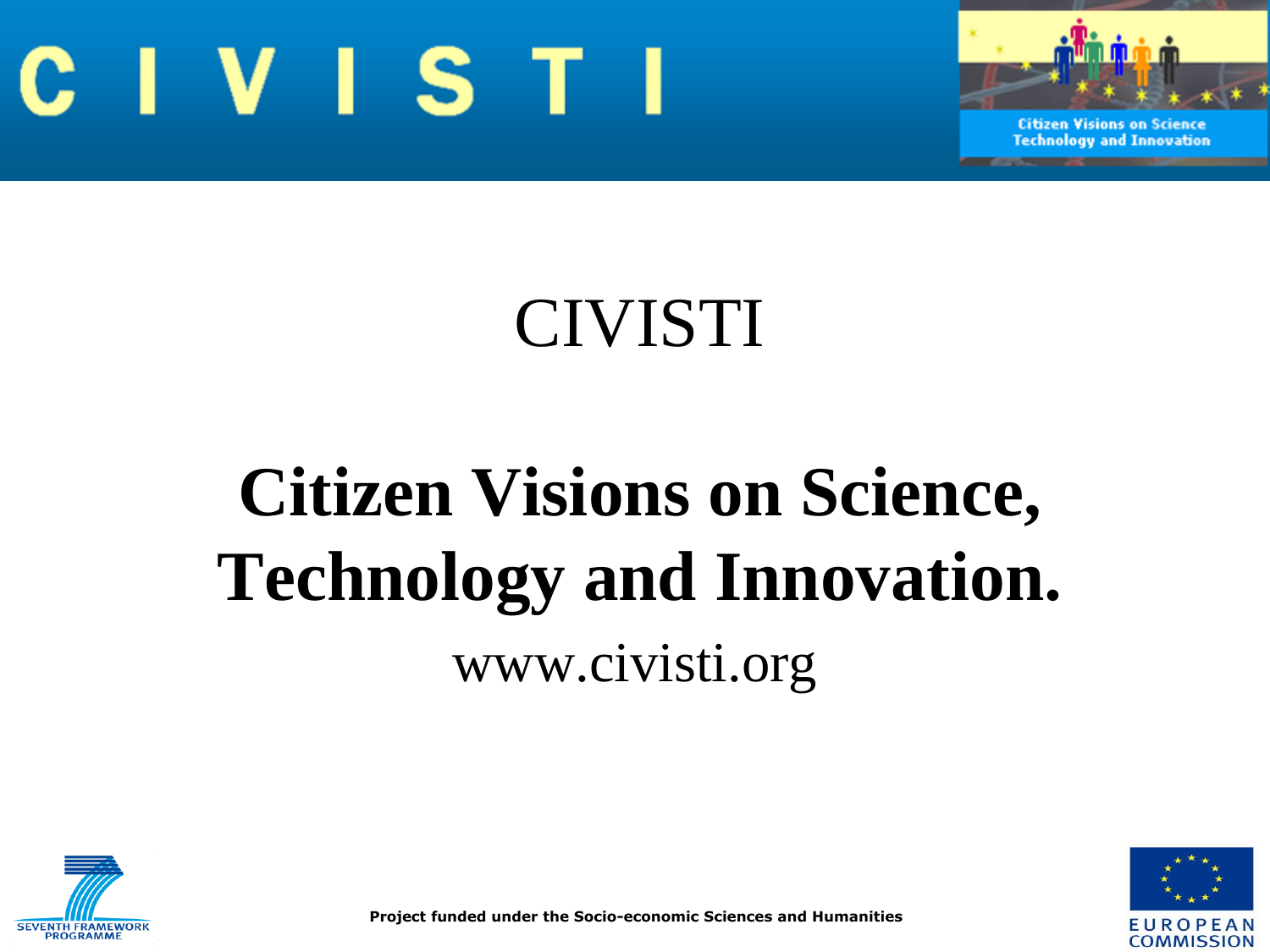# C I V I S T I

Citizen Visions on Science Technology and Innovation

CIVISTI

## Citizen Visions on Science, Technology and Innovation.

www.civisti.org

SEVENTH FRAMEWORK PROGRAMME

**Project funded under the Socio-economic Sciences and Humanities**

EUROPEAN COMMISSION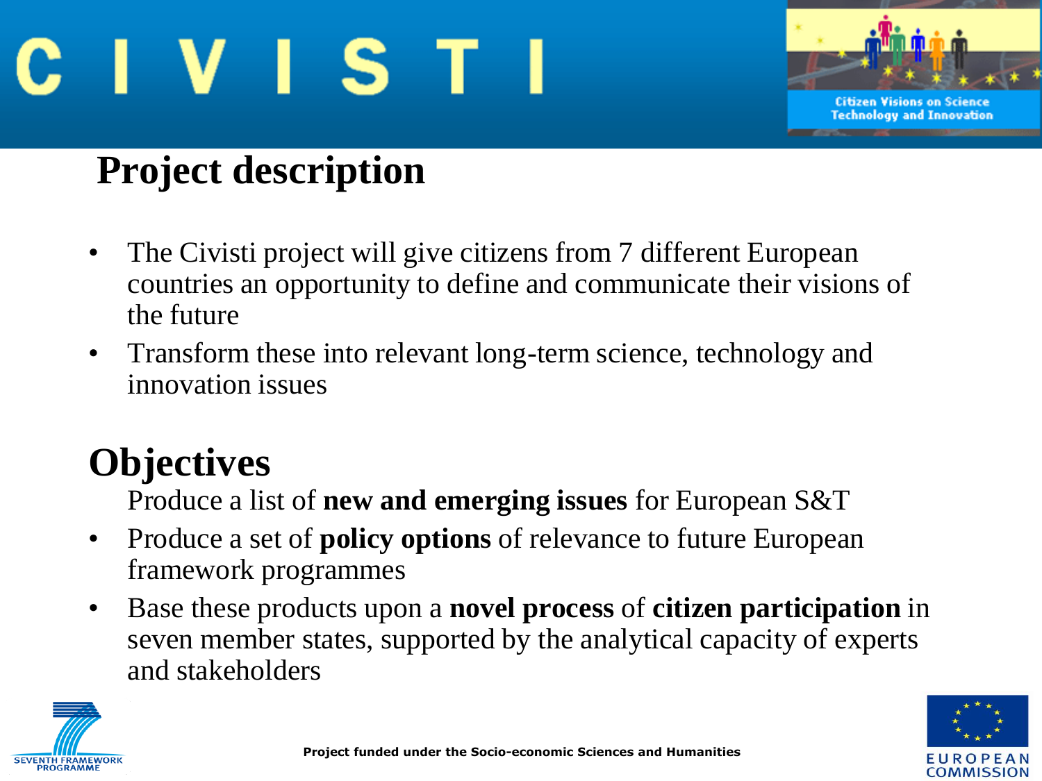# CIVISTI

Citizen Visions on Science Technology and Innovation

## Project description

- The Civisti project will give citizens from 7 different European countries an opportunity to define and communicate their visions of the future
- Transform these into relevant long-term science, technology and innovation issues

## Objectives

Produce a list of **new and emerging issues** for European S&T

- Produce a set of **policy options** of relevance to future European framework programmes
- Base these products upon a **novel process** of **citizen participation** in seven member states, supported by the analytical capacity of experts and stakeholders

SEVENTH FRAMEWORK PROGRAMME

**Project funded under the Socio-economic Sciences and Humanities**

EUROPEAN COMMISSION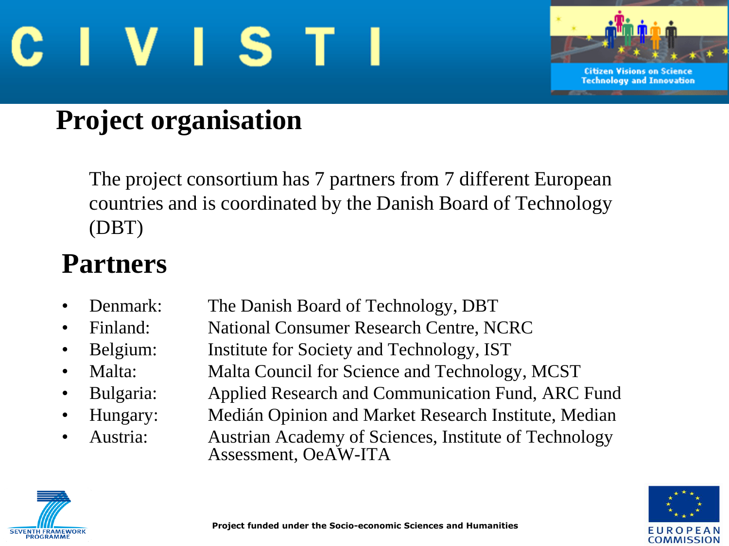# Project organisation

The project consortium has 7 partners from 7 different European countries and is coordinated by the Danish Board of Technology (DBT)

## Partners

- Denmark: The Danish Board of Technology, DBT
- Finland: National Consumer Research Centre, NCRC
- Belgium: Institute for Society and Technology, IST
- Malta: Malta Council for Science and Technology, MCST
- Bulgaria: Applied Research and Communication Fund, ARC Fund
- Hungary: Medián Opinion and Market Research Institute, Median
- Austria: Austrian Academy of Sciences, Institute of Technology Assessment, OeAW-ITA

Project funded under the Socio-economic Sciences and Humanities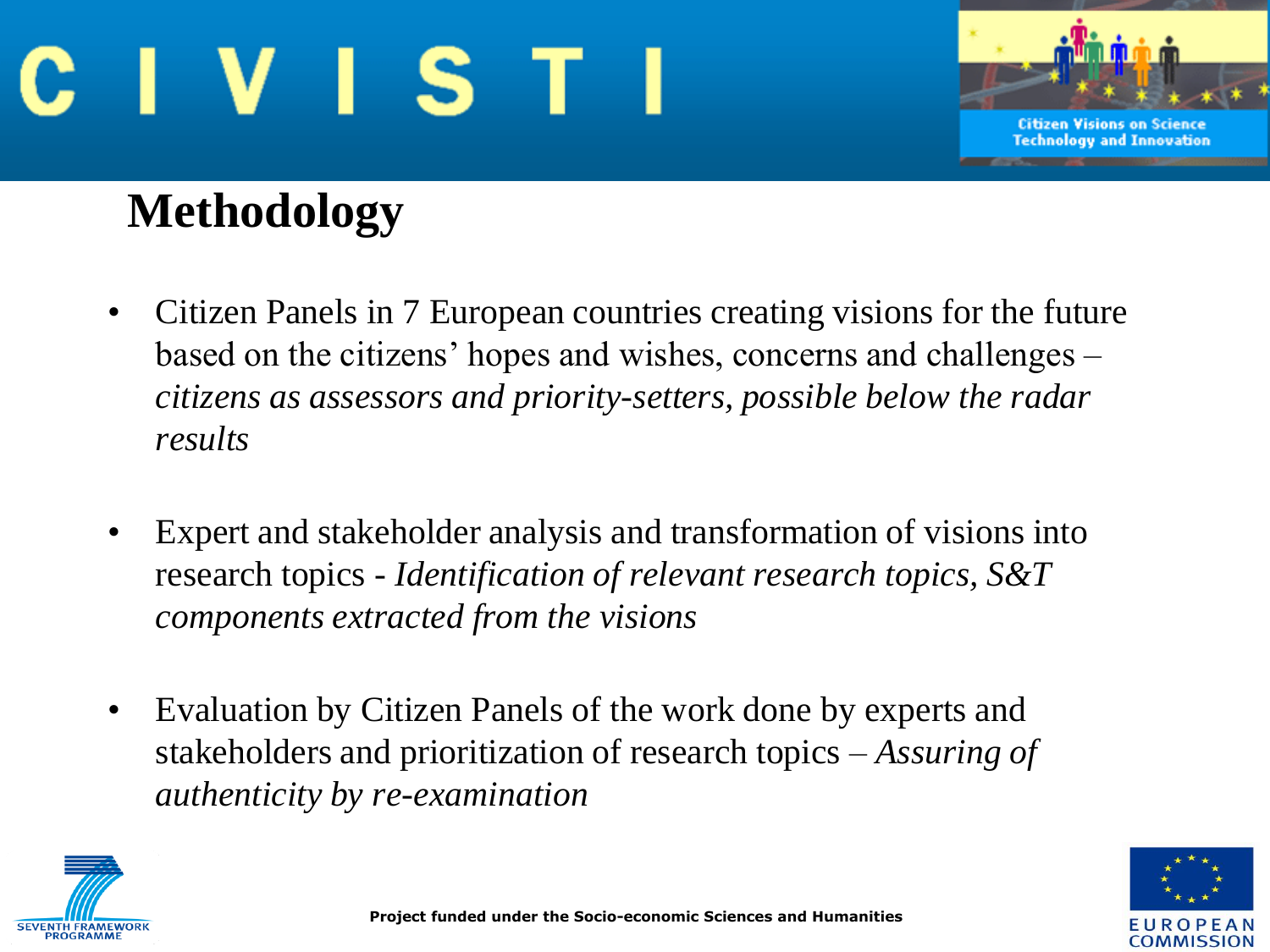# CIVISTI

## Methodology

- Citizen Panels in 7 European countries creating visions for the future based on the citizens' hopes and wishes, concerns and challenges – *citizens as assessors and priority-setters, possible below the radar results*

- Expert and stakeholder analysis and transformation of visions into research topics - *Identification of relevant research topics, S&T components extracted from the visions*

- Evaluation by Citizen Panels of the work done by experts and stakeholders and prioritization of research topics – *Assuring of authenticity by re-examination*

**Project funded under the Socio-economic Sciences and Humanities**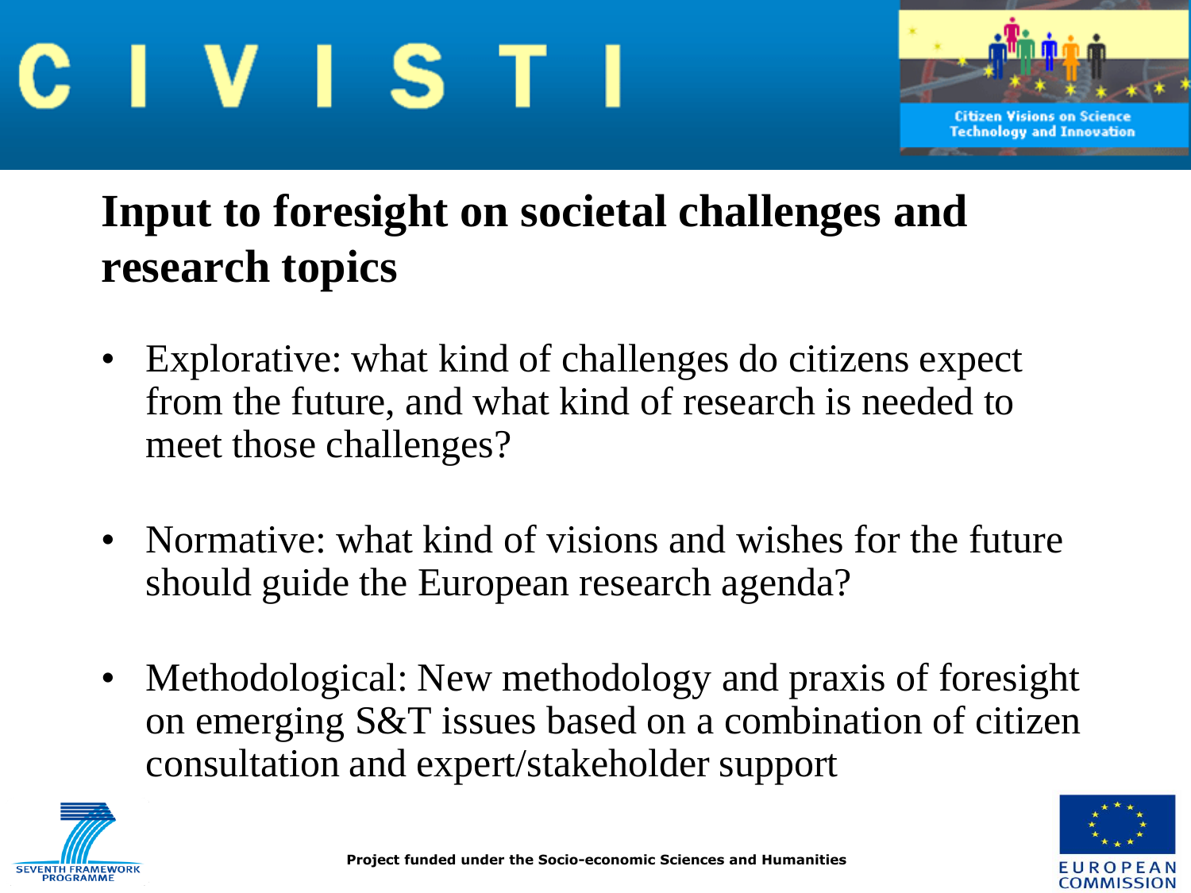# Input to foresight on societal challenges and research topics

- Explorative: what kind of challenges do citizens expect from the future, and what kind of research is needed to meet those challenges?
- Normative: what kind of visions and wishes for the future should guide the European research agenda?
- Methodological: New methodology and praxis of foresight on emerging S&T issues based on a combination of citizen consultation and expert/stakeholder support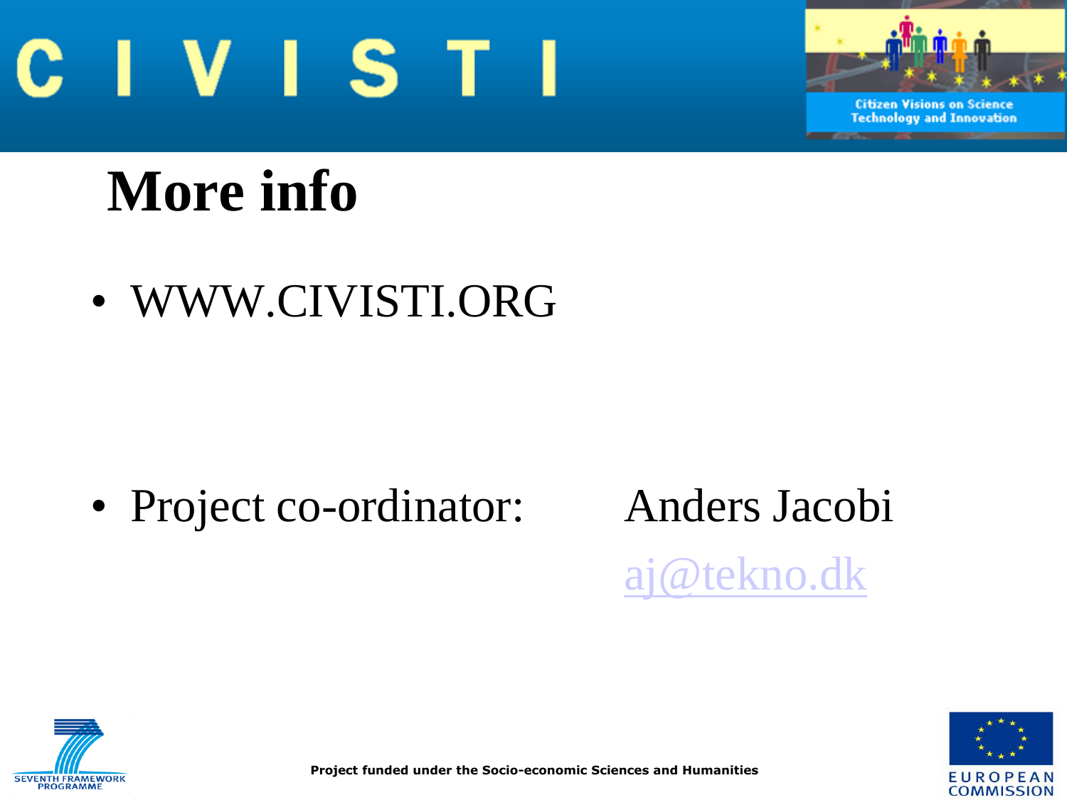# C I V I S T I

Citizen Visions on Science Technology and Innovation

## More info

- WWW.CIVISTI.ORG

- Project co-ordinator: Anders Jacobi
  aj@tekno.dk

SEVENTH FRAMEWORK PROGRAMME

Project funded under the Socio-economic Sciences and Humanities

EUROPEAN COMMISSION